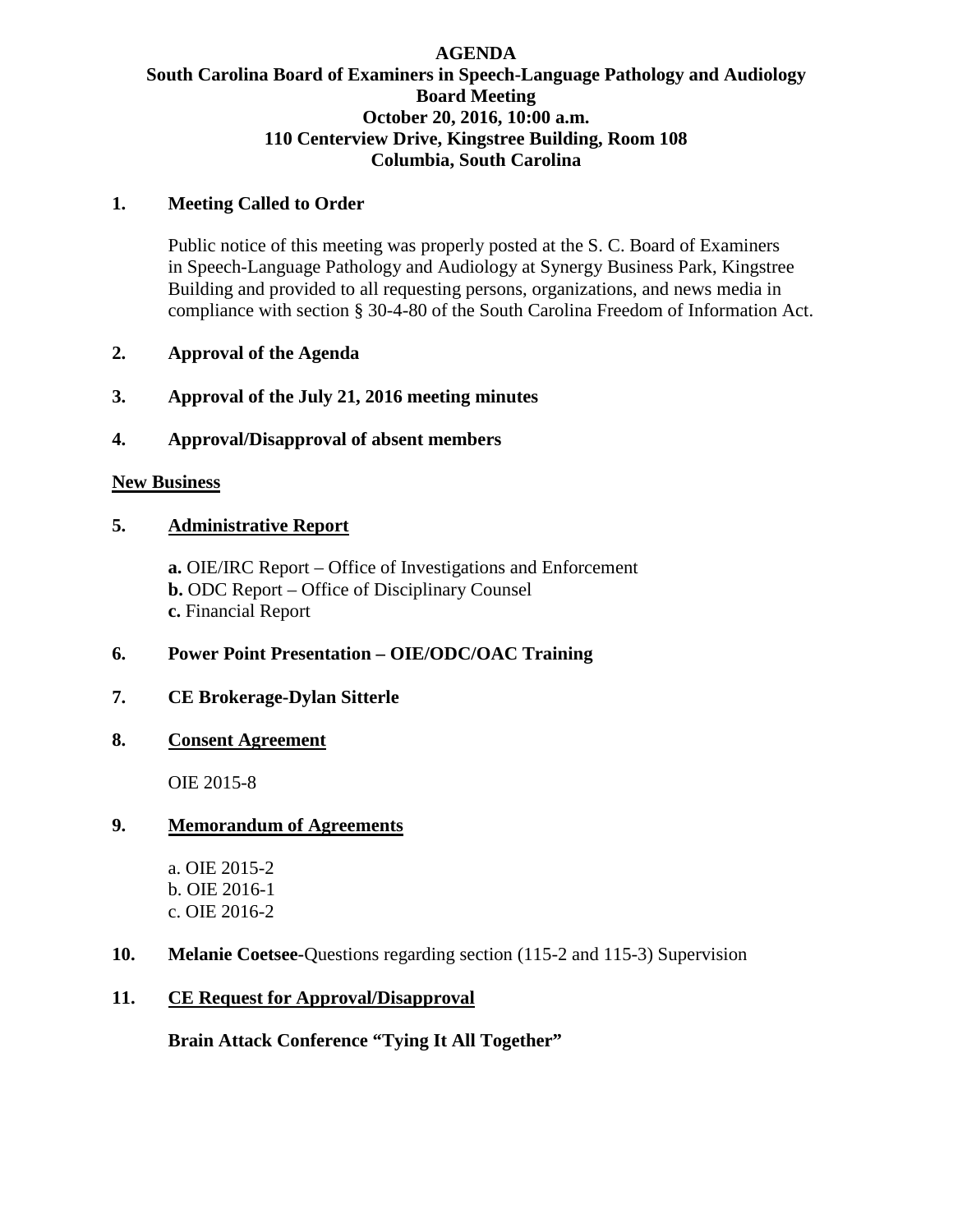# AGENDA

## South Carolina Board of Examiners in Speech-Language Pathology and Audiology
## Board Meeting
## October 20, 2016, 10:00 a.m.
## 110 Centerview Drive, Kingstree Building, Room 108
## Columbia, South Carolina

**1. Meeting Called to Order**

Public notice of this meeting was properly posted at the S. C. Board of Examiners in Speech-Language Pathology and Audiology at Synergy Business Park, Kingstree Building and provided to all requesting persons, organizations, and news media in compliance with section § 30-4-80 of the South Carolina Freedom of Information Act.

**2. Approval of the Agenda**

**3. Approval of the July 21, 2016 meeting minutes**

**4. Approval/Disapproval of absent members**

**<u>New Business</u>**

**5. <u>Administrative Report</u>**

**a.** OIE/IRC Report – Office of Investigations and Enforcement
**b.** ODC Report – Office of Disciplinary Counsel
**c.** Financial Report

**6. Power Point Presentation – OIE/ODC/OAC Training**

**7. CE Brokerage-Dylan Sitterle**

**8. <u>Consent Agreement</u>**

OIE 2015-8

**9. <u>Memorandum of Agreements</u>**

a. OIE 2015-2
b. OIE 2016-1
c. OIE 2016-2

**10. Melanie Coetsee**-Questions regarding section (115-2 and 115-3) Supervision

**11. <u>CE Request for Approval/Disapproval</u>**

**Brain Attack Conference "Tying It All Together"**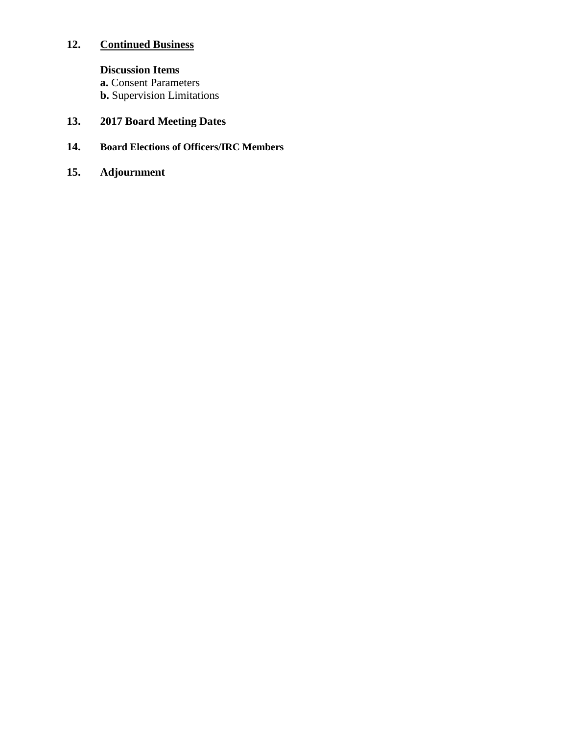**12. <u>Continued Business</u>**

**Discussion Items**

**a.** Consent Parameters
**b.** Supervision Limitations

**13. 2017 Board Meeting Dates**

**14. Board Elections of Officers/IRC Members**

**15. Adjournment**